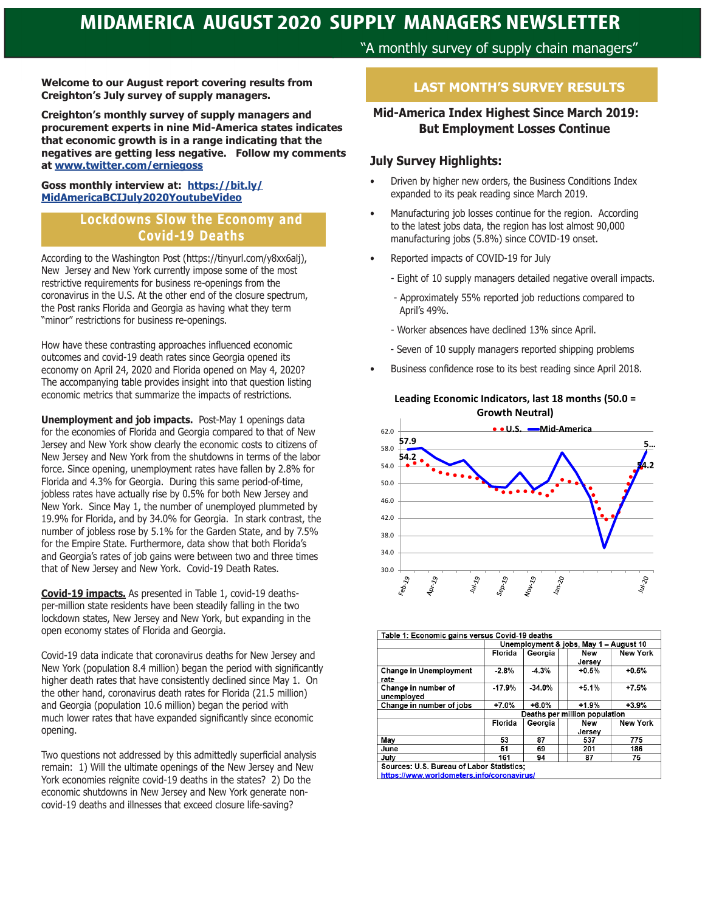# MIDAMERICA AUGUST 2020 SUPPLY MANAGERS NEWSLETTER

"A monthly survey of supply chain managers"

**Welcome to our August report covering results from Creighton's July survey of supply managers.**

**Creighton's monthly survey of supply managers and procurement experts in nine Mid-America states indicates that economic growth is in a range indicating that the negatives are getting less negative. Follow my comments at [www.twitter.com/erniegoss](www.twitter.com/erniegoss)**

**Goss monthly interview at: [https://bit.ly/MidAmericaBCIJuly2020YoutubeVideo](https://bit.ly/MidAmericaBCIJuly2020YoutubeVideo)**

## Lockdowns Slow the Economy and Covid-19 Deaths

According to the Washington Post (https://tinyurl.com/y8xx6alj), New Jersey and New York currently impose some of the most restrictive requirements for business re-openings from the coronavirus in the U.S. At the other end of the closure spectrum, the Post ranks Florida and Georgia as having what they term "minor" restrictions for business re-openings.

How have these contrasting approaches influenced economic outcomes and covid-19 death rates since Georgia opened its economy on April 24, 2020 and Florida opened on May 4, 2020? The accompanying table provides insight into that question listing economic metrics that summarize the impacts of restrictions.

**Unemployment and job impacts.** Post-May 1 openings data for the economies of Florida and Georgia compared to that of New Jersey and New York show clearly the economic costs to citizens of New Jersey and New York from the shutdowns in terms of the labor force. Since opening, unemployment rates have fallen by 2.8% for Florida and 4.3% for Georgia. During this same period-of-time, jobless rates have actually rise by 0.5% for both New Jersey and New York. Since May 1, the number of unemployed plummeted by 19.9% for Florida, and by 34.0% for Georgia. In stark contrast, the number of jobless rose by 5.1% for the Garden State, and by 7.5% for the Empire State. Furthermore, data show that both Florida's and Georgia's rates of job gains were between two and three times that of New Jersey and New York. Covid-19 Death Rates.

**Covid-19 impacts.** As presented in Table 1, covid-19 deaths-per-million state residents have been steadily falling in the two lockdown states, New Jersey and New York, but expanding in the open economy states of Florida and Georgia.

Covid-19 data indicate that coronavirus deaths for New Jersey and New York (population 8.4 million) began the period with significantly higher death rates that have consistently declined since May 1. On the other hand, coronavirus death rates for Florida (21.5 million) and Georgia (population 10.6 million) began the period with much lower rates that have expanded significantly since economic opening.

Two questions not addressed by this admittedly superficial analysis remain: 1) Will the ultimate openings of the New Jersey and New York economies reignite covid-19 deaths in the states? 2) Do the economic shutdowns in New Jersey and New York generate non-covid-19 deaths and illnesses that exceed closure life-saving?

## LAST MONTH'S SURVEY RESULTS

### Mid-America Index Highest Since March 2019: But Employment Losses Continue

### July Survey Highlights:

- Driven by higher new orders, the Business Conditions Index expanded to its peak reading since March 2019.
- Manufacturing job losses continue for the region. According to the latest jobs data, the region has lost almost 90,000 manufacturing jobs (5.8%) since COVID-19 onset.
- Reported impacts of COVID-19 for July
  - Eight of 10 supply managers detailed negative overall impacts.
  - Approximately 55% reported job reductions compared to April's 49%.
  - Worker absences have declined 13% since April.
  - Seven of 10 supply managers reported shipping problems
- Business confidence rose to its best reading since April 2018.

**Leading Economic Indicators, last 18 months (50.0 = Growth Neutral)**

Legend: U.S. (dotted), Mid-America (solid). Labels: 57.9, 54.2 (Feb-19); 5..., 54.2 (Jul-20). Y-axis: 30.0–62.0. X-axis: Feb-19, Apr-19, Jul-19, Sep-19, Nov-19, Jan-20, Jul-20.

| Table 1: Economic gains versus Covid-19 deaths | | | | |
|---|---|---|---|---|
| | Unemployment & jobs, May 1 – August 10 | | | |
| | Florida | Georgia | New Jersey | New York |
| Change in Unemployment rate | -2.8% | -4.3% | +0.5% | +0.6% |
| Change in number of unemployed | -17.9% | -34.0% | +5.1% | +7.5% |
| Change in number of jobs | +7.0% | +6.0% | +1.9% | +3.9% |
| | Deaths per million population | | | |
| | Florida | Georgia | New Jersey | New York |
| May | 53 | 87 | 537 | 775 |
| June | 51 | 69 | 201 | 186 |
| July | 161 | 94 | 87 | 75 |
| Sources: U.S. Bureau of Labor Statistics; https://www.worldometers.info/coronavirus/ | | | | |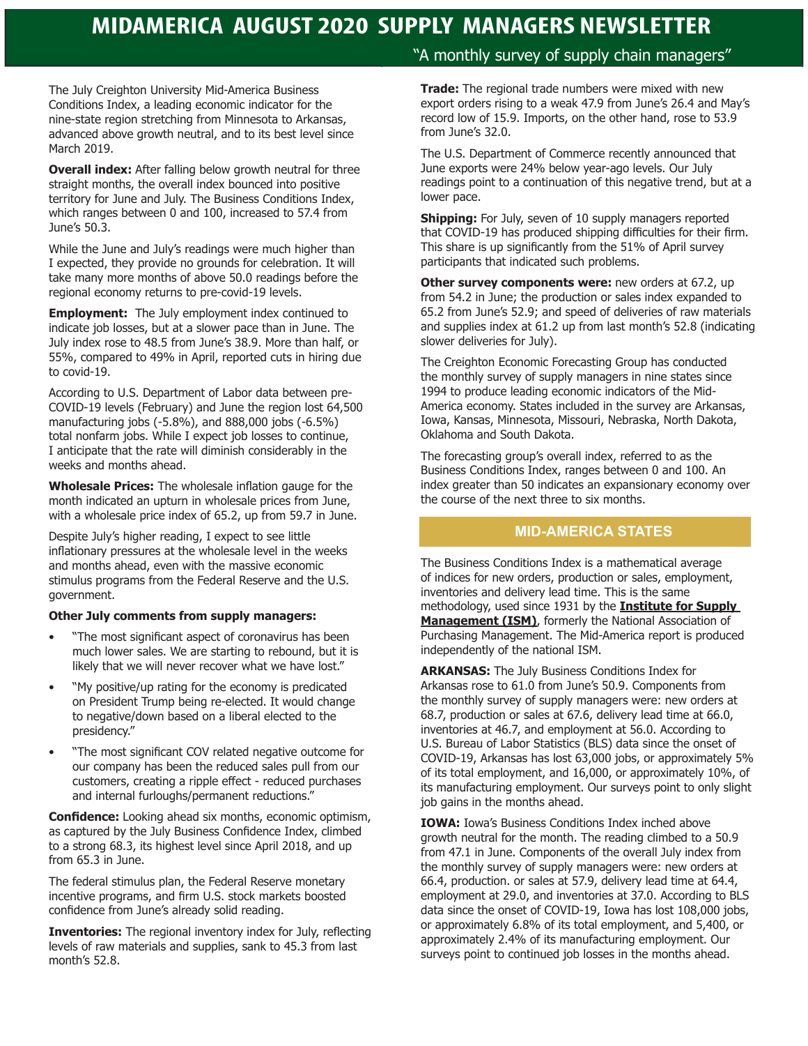# MIDAMERICA AUGUST 2020 SUPPLY MANAGERS NEWSLETTER

"A monthly survey of supply chain managers"

The July Creighton University Mid-America Business Conditions Index, a leading economic indicator for the nine-state region stretching from Minnesota to Arkansas, advanced above growth neutral, and to its best level since March 2019.

**Overall index:** After falling below growth neutral for three straight months, the overall index bounced into positive territory for June and July. The Business Conditions Index, which ranges between 0 and 100, increased to 57.4 from June's 50.3.

While the June and July's readings were much higher than I expected, they provide no grounds for celebration. It will take many more months of above 50.0 readings before the regional economy returns to pre-covid-19 levels.

**Employment:** The July employment index continued to indicate job losses, but at a slower pace than in June. The July index rose to 48.5 from June's 38.9. More than half, or 55%, compared to 49% in April, reported cuts in hiring due to covid-19.

According to U.S. Department of Labor data between pre-COVID-19 levels (February) and June the region lost 64,500 manufacturing jobs (-5.8%), and 888,000 jobs (-6.5%) total nonfarm jobs. While I expect job losses to continue, I anticipate that the rate will diminish considerably in the weeks and months ahead.

**Wholesale Prices:** The wholesale inflation gauge for the month indicated an upturn in wholesale prices from June, with a wholesale price index of 65.2, up from 59.7 in June.

Despite July's higher reading, I expect to see little inflationary pressures at the wholesale level in the weeks and months ahead, even with the massive economic stimulus programs from the Federal Reserve and the U.S. government.

**Other July comments from supply managers:**

- "The most significant aspect of coronavirus has been much lower sales. We are starting to rebound, but it is likely that we will never recover what we have lost."
- "My positive/up rating for the economy is predicated on President Trump being re-elected. It would change to negative/down based on a liberal elected to the presidency."
- "The most significant COV related negative outcome for our company has been the reduced sales pull from our customers, creating a ripple effect - reduced purchases and internal furloughs/permanent reductions."

**Confidence:** Looking ahead six months, economic optimism, as captured by the July Business Confidence Index, climbed to a strong 68.3, its highest level since April 2018, and up from 65.3 in June.

The federal stimulus plan, the Federal Reserve monetary incentive programs, and firm U.S. stock markets boosted confidence from June's already solid reading.

**Inventories:** The regional inventory index for July, reflecting levels of raw materials and supplies, sank to 45.3 from last month's 52.8.

**Trade:** The regional trade numbers were mixed with new export orders rising to a weak 47.9 from June's 26.4 and May's record low of 15.9. Imports, on the other hand, rose to 53.9 from June's 32.0.

The U.S. Department of Commerce recently announced that June exports were 24% below year-ago levels. Our July readings point to a continuation of this negative trend, but at a lower pace.

**Shipping:** For July, seven of 10 supply managers reported that COVID-19 has produced shipping difficulties for their firm. This share is up significantly from the 51% of April survey participants that indicated such problems.

**Other survey components were:** new orders at 67.2, up from 54.2 in June; the production or sales index expanded to 65.2 from June's 52.9; and speed of deliveries of raw materials and supplies index at 61.2 up from last month's 52.8 (indicating slower deliveries for July).

The Creighton Economic Forecasting Group has conducted the monthly survey of supply managers in nine states since 1994 to produce leading economic indicators of the Mid-America economy. States included in the survey are Arkansas, Iowa, Kansas, Minnesota, Missouri, Nebraska, North Dakota, Oklahoma and South Dakota.

The forecasting group's overall index, referred to as the Business Conditions Index, ranges between 0 and 100. An index greater than 50 indicates an expansionary economy over the course of the next three to six months.

## MID-AMERICA STATES

The Business Conditions Index is a mathematical average of indices for new orders, production or sales, employment, inventories and delivery lead time. This is the same methodology, used since 1931 by the **Institute for Supply Management (ISM)**, formerly the National Association of Purchasing Management. The Mid-America report is produced independently of the national ISM.

**ARKANSAS:** The July Business Conditions Index for Arkansas rose to 61.0 from June's 50.9. Components from the monthly survey of supply managers were: new orders at 68.7, production or sales at 67.6, delivery lead time at 66.0, inventories at 46.7, and employment at 56.0. According to U.S. Bureau of Labor Statistics (BLS) data since the onset of COVID-19, Arkansas has lost 63,000 jobs, or approximately 5% of its total employment, and 16,000, or approximately 10%, of its manufacturing employment. Our surveys point to only slight job gains in the months ahead.

**IOWA:** Iowa's Business Conditions Index inched above growth neutral for the month. The reading climbed to a 50.9 from 47.1 in June. Components of the overall July index from the monthly survey of supply managers were: new orders at 66.4, production. or sales at 57.9, delivery lead time at 64.4, employment at 29.0, and inventories at 37.0. According to BLS data since the onset of COVID-19, Iowa has lost 108,000 jobs, or approximately 6.8% of its total employment, and 5,400, or approximately 2.4% of its manufacturing employment. Our surveys point to continued job losses in the months ahead.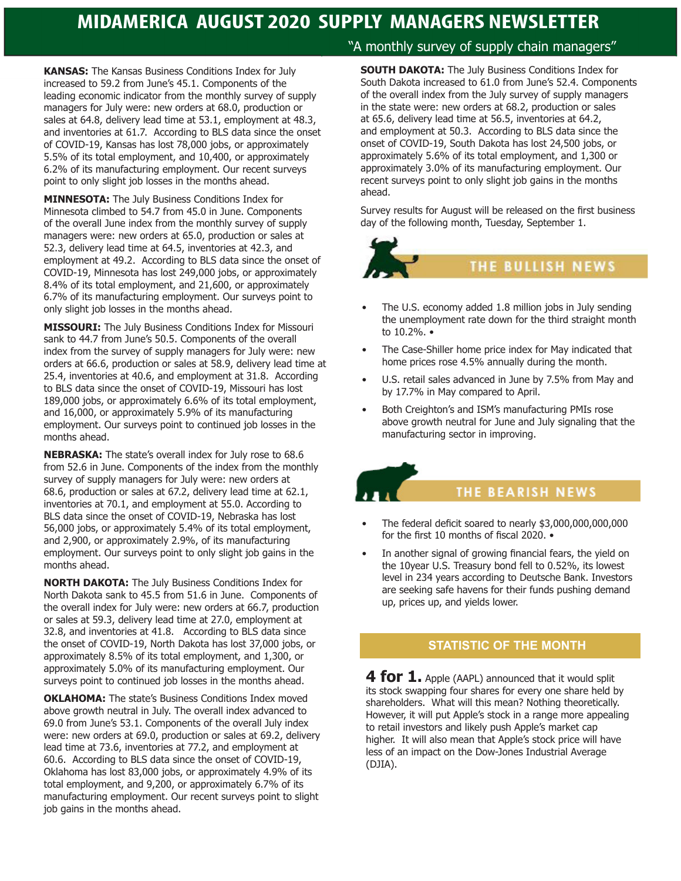# MIDAMERICA AUGUST 2020 SUPPLY MANAGERS NEWSLETTER

"A monthly survey of supply chain managers"

**KANSAS:** The Kansas Business Conditions Index for July increased to 59.2 from June's 45.1. Components of the leading economic indicator from the monthly survey of supply managers for July were: new orders at 68.0, production or sales at 64.8, delivery lead time at 53.1, employment at 48.3, and inventories at 61.7. According to BLS data since the onset of COVID-19, Kansas has lost 78,000 jobs, or approximately 5.5% of its total employment, and 10,400, or approximately 6.2% of its manufacturing employment. Our recent surveys point to only slight job losses in the months ahead.

**MINNESOTA:** The July Business Conditions Index for Minnesota climbed to 54.7 from 45.0 in June. Components of the overall June index from the monthly survey of supply managers were: new orders at 65.0, production or sales at 52.3, delivery lead time at 64.5, inventories at 42.3, and employment at 49.2. According to BLS data since the onset of COVID-19, Minnesota has lost 249,000 jobs, or approximately 8.4% of its total employment, and 21,600, or approximately 6.7% of its manufacturing employment. Our surveys point to only slight job losses in the months ahead.

**MISSOURI:** The July Business Conditions Index for Missouri sank to 44.7 from June's 50.5. Components of the overall index from the survey of supply managers for July were: new orders at 66.6, production or sales at 58.9, delivery lead time at 25.4, inventories at 40.6, and employment at 31.8. According to BLS data since the onset of COVID-19, Missouri has lost 189,000 jobs, or approximately 6.6% of its total employment, and 16,000, or approximately 5.9% of its manufacturing employment. Our surveys point to continued job losses in the months ahead.

**NEBRASKA:** The state's overall index for July rose to 68.6 from 52.6 in June. Components of the index from the monthly survey of supply managers for July were: new orders at 68.6, production or sales at 67.2, delivery lead time at 62.1, inventories at 70.1, and employment at 55.0. According to BLS data since the onset of COVID-19, Nebraska has lost 56,000 jobs, or approximately 5.4% of its total employment, and 2,900, or approximately 2.9%, of its manufacturing employment. Our surveys point to only slight job gains in the months ahead.

**NORTH DAKOTA:** The July Business Conditions Index for North Dakota sank to 45.5 from 51.6 in June. Components of the overall index for July were: new orders at 66.7, production or sales at 59.3, delivery lead time at 27.0, employment at 32.8, and inventories at 41.8. According to BLS data since the onset of COVID-19, North Dakota has lost 37,000 jobs, or approximately 8.5% of its total employment, and 1,300, or approximately 5.0% of its manufacturing employment. Our surveys point to continued job losses in the months ahead.

**OKLAHOMA:** The state's Business Conditions Index moved above growth neutral in July. The overall index advanced to 69.0 from June's 53.1. Components of the overall July index were: new orders at 69.0, production or sales at 69.2, delivery lead time at 73.6, inventories at 77.2, and employment at 60.6. According to BLS data since the onset of COVID-19, Oklahoma has lost 83,000 jobs, or approximately 4.9% of its total employment, and 9,200, or approximately 6.7% of its manufacturing employment. Our recent surveys point to slight job gains in the months ahead.

**SOUTH DAKOTA:** The July Business Conditions Index for South Dakota increased to 61.0 from June's 52.4. Components of the overall index from the July survey of supply managers in the state were: new orders at 68.2, production or sales at 65.6, delivery lead time at 56.5, inventories at 64.2, and employment at 50.3. According to BLS data since the onset of COVID-19, South Dakota has lost 24,500 jobs, or approximately 5.6% of its total employment, and 1,300 or approximately 3.0% of its manufacturing employment. Our recent surveys point to only slight job gains in the months ahead.

Survey results for August will be released on the first business day of the following month, Tuesday, September 1.

## THE BULLISH NEWS

- The U.S. economy added 1.8 million jobs in July sending the unemployment rate down for the third straight month to 10.2%. •
- The Case-Shiller home price index for May indicated that home prices rose 4.5% annually during the month.
- U.S. retail sales advanced in June by 7.5% from May and by 17.7% in May compared to April.
- Both Creighton's and ISM's manufacturing PMIs rose above growth neutral for June and July signaling that the manufacturing sector in improving.

## THE BEARISH NEWS

- The federal deficit soared to nearly $3,000,000,000,000 for the first 10 months of fiscal 2020. •
- In another signal of growing financial fears, the yield on the 10year U.S. Treasury bond fell to 0.52%, its lowest level in 234 years according to Deutsche Bank. Investors are seeking safe havens for their funds pushing demand up, prices up, and yields lower.

## STATISTIC OF THE MONTH

**4 for 1.** Apple (AAPL) announced that it would split its stock swapping four shares for every one share held by shareholders. What will this mean? Nothing theoretically. However, it will put Apple's stock in a range more appealing to retail investors and likely push Apple's market cap higher. It will also mean that Apple's stock price will have less of an impact on the Dow-Jones Industrial Average (DJIA).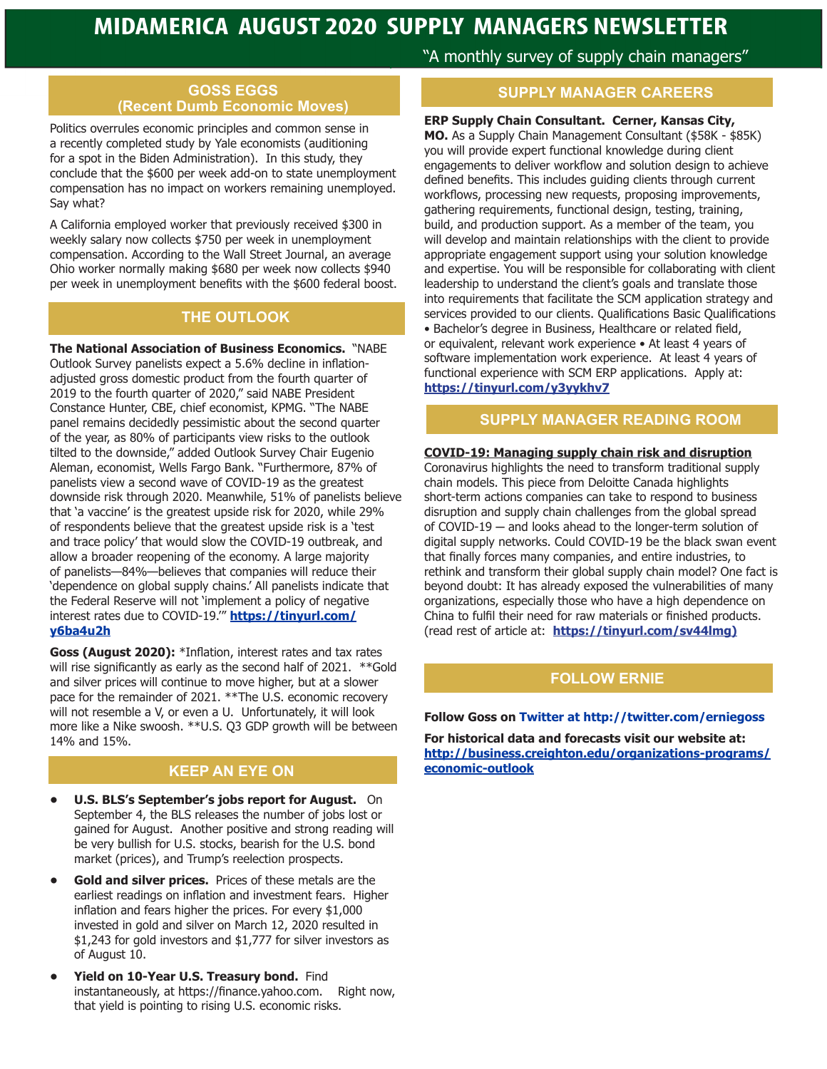# MIDAMERICA AUGUST 2020 SUPPLY MANAGERS NEWSLETTER

"A monthly survey of supply chain managers"

## GOSS EGGS (Recent Dumb Economic Moves)

Politics overrules economic principles and common sense in a recently completed study by Yale economists (auditioning for a spot in the Biden Administration). In this study, they conclude that the $600 per week add-on to state unemployment compensation has no impact on workers remaining unemployed. Say what?

A California employed worker that previously received $300 in weekly salary now collects $750 per week in unemployment compensation. According to the Wall Street Journal, an average Ohio worker normally making $680 per week now collects $940 per week in unemployment benefits with the $600 federal boost.

## THE OUTLOOK

**The National Association of Business Economics.** "NABE Outlook Survey panelists expect a 5.6% decline in inflation-adjusted gross domestic product from the fourth quarter of 2019 to the fourth quarter of 2020," said NABE President Constance Hunter, CBE, chief economist, KPMG. "The NABE panel remains decidedly pessimistic about the second quarter of the year, as 80% of participants view risks to the outlook tilted to the downside," added Outlook Survey Chair Eugenio Aleman, economist, Wells Fargo Bank. "Furthermore, 87% of panelists view a second wave of COVID-19 as the greatest downside risk through 2020. Meanwhile, 51% of panelists believe that 'a vaccine' is the greatest upside risk for 2020, while 29% of respondents believe that the greatest upside risk is a 'test and trace policy' that would slow the COVID-19 outbreak, and allow a broader reopening of the economy. A large majority of panelists—84%—believes that companies will reduce their 'dependence on global supply chains.' All panelists indicate that the Federal Reserve will not 'implement a policy of negative interest rates due to COVID-19.'" **https://tinyurl.com/y6ba4u2h**

**Goss (August 2020):** *Inflation, interest rates and tax rates will rise significantly as early as the second half of 2021. **Gold and silver prices will continue to move higher, but at a slower pace for the remainder of 2021. **The U.S. economic recovery will not resemble a V, or even a U. Unfortunately, it will look more like a Nike swoosh. **U.S. Q3 GDP growth will be between 14% and 15%.

## KEEP AN EYE ON

- **U.S. BLS's September's jobs report for August.** On September 4, the BLS releases the number of jobs lost or gained for August. Another positive and strong reading will be very bullish for U.S. stocks, bearish for the U.S. bond market (prices), and Trump's reelection prospects.
- **Gold and silver prices.** Prices of these metals are the earliest readings on inflation and investment fears. Higher inflation and fears higher the prices. For every $1,000 invested in gold and silver on March 12, 2020 resulted in $1,243 for gold investors and $1,777 for silver investors as of August 10.
- **Yield on 10-Year U.S. Treasury bond.** Find instantaneously, at https://finance.yahoo.com. Right now, that yield is pointing to rising U.S. economic risks.

## SUPPLY MANAGER CAREERS

**ERP Supply Chain Consultant. Cerner, Kansas City, MO.** As a Supply Chain Management Consultant ($58K - $85K) you will provide expert functional knowledge during client engagements to deliver workflow and solution design to achieve defined benefits. This includes guiding clients through current workflows, processing new requests, proposing improvements, gathering requirements, functional design, testing, training, build, and production support. As a member of the team, you will develop and maintain relationships with the client to provide appropriate engagement support using your solution knowledge and expertise. You will be responsible for collaborating with client leadership to understand the client's goals and translate those into requirements that facilitate the SCM application strategy and services provided to our clients. Qualifications Basic Qualifications • Bachelor's degree in Business, Healthcare or related field, or equivalent, relevant work experience • At least 4 years of software implementation work experience. At least 4 years of functional experience with SCM ERP applications. Apply at: **https://tinyurl.com/y3yykhv7**

## SUPPLY MANAGER READING ROOM

**COVID-19: Managing supply chain risk and disruption**
Coronavirus highlights the need to transform traditional supply chain models. This piece from Deloitte Canada highlights short-term actions companies can take to respond to business disruption and supply chain challenges from the global spread of COVID-19 — and looks ahead to the longer-term solution of digital supply networks. Could COVID-19 be the black swan event that finally forces many companies, and entire industries, to rethink and transform their global supply chain model? One fact is beyond doubt: It has already exposed the vulnerabilities of many organizations, especially those who have a high dependence on China to fulfil their need for raw materials or finished products. (read rest of article at: **https://tinyurl.com/sv44lmg)**

## FOLLOW ERNIE

**Follow Goss on Twitter at http://twitter.com/erniegoss**

**For historical data and forecasts visit our website at: http://business.creighton.edu/organizations-programs/economic-outlook**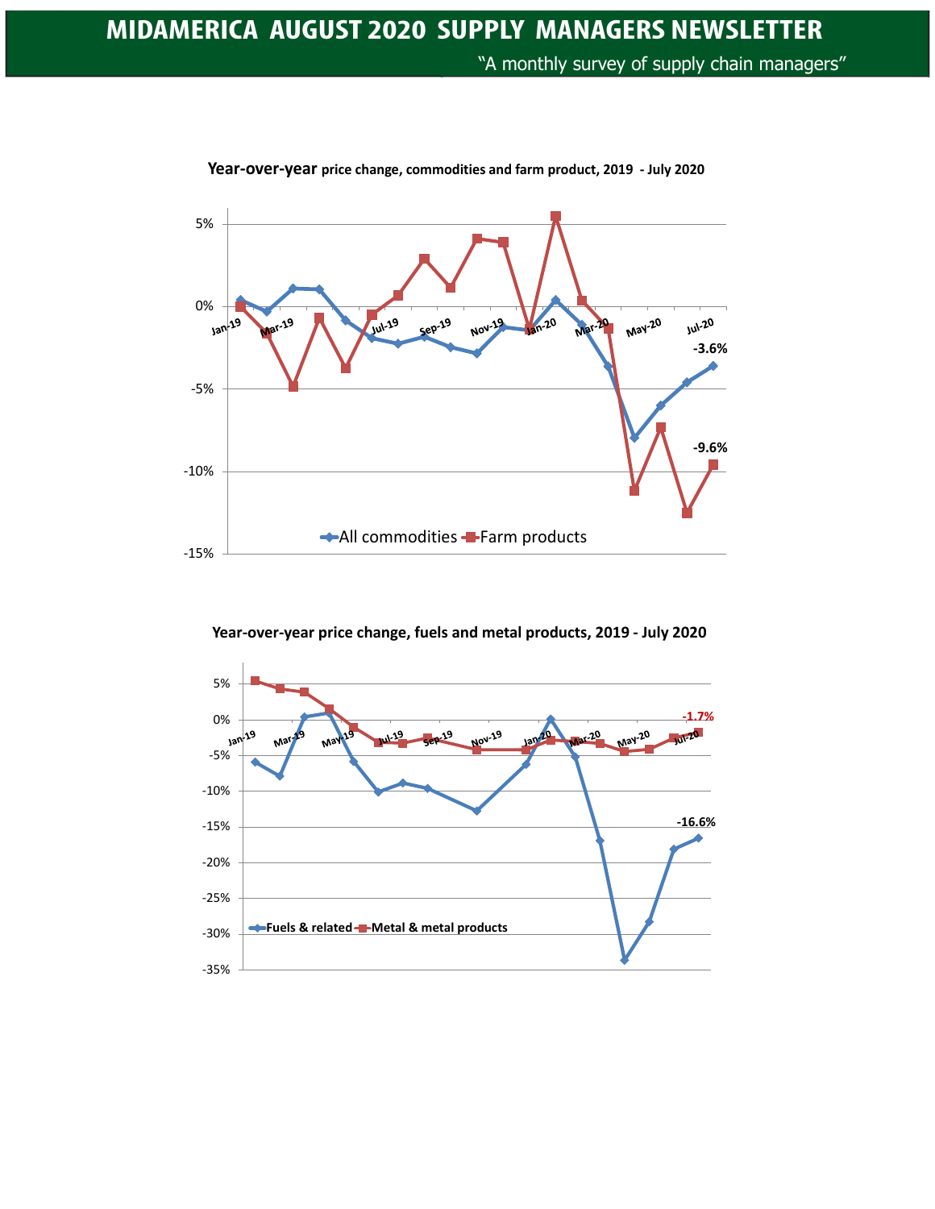# MIDAMERICA AUGUST 2020 SUPPLY MANAGERS NEWSLETTER

"A monthly survey of supply chain managers"

**Year-over-year** price change, commodities and farm product, 2019 - July 2020

5%
0%
-5%
-10%
-15%

Jan-19
Mar-19
Jul-19
Sep-19
Nov-19
Jan-20
Mar-20
May-20
Jul-20

-3.6%
-9.6%

All commodities
Farm products

**Year-over-year price change, fuels and metal products, 2019 - July 2020**

5%
0%
-5%
-10%
-15%
-20%
-25%
-30%
-35%

Jan-19
Mar-19
May-19
Jul-19
Sep-19
Nov-19
Jan-20
Mar-20
May-20
Jul-20

-1.7%
-16.6%

Fuels & related
Metal & metal products